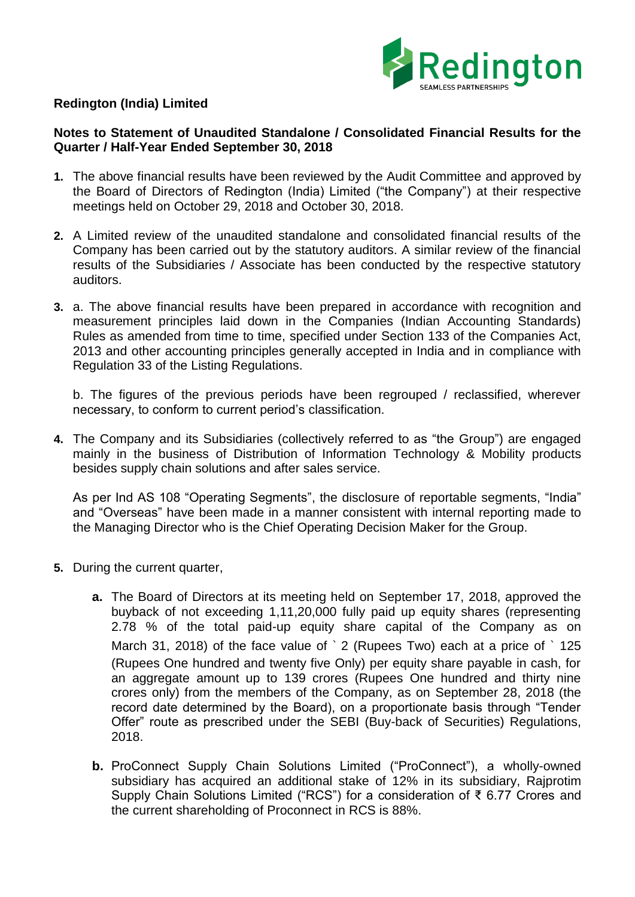**Redington (India) Limited**

**Notes to Statement of Unaudited Standalone / Consolidated Financial Results for the Quarter / Half-Year Ended September 30, 2018**

1. The above financial results have been reviewed by the Audit Committee and approved by the Board of Directors of Redington (India) Limited ("the Company") at their respective meetings held on October 29, 2018 and October 30, 2018.

2. A Limited review of the unaudited standalone and consolidated financial results of the Company has been carried out by the statutory auditors. A similar review of the financial results of the Subsidiaries / Associate has been conducted by the respective statutory auditors.

3. a. The above financial results have been prepared in accordance with recognition and measurement principles laid down in the Companies (Indian Accounting Standards) Rules as amended from time to time, specified under Section 133 of the Companies Act, 2013 and other accounting principles generally accepted in India and in compliance with Regulation 33 of the Listing Regulations.

   b. The figures of the previous periods have been regrouped / reclassified, wherever necessary, to conform to current period's classification.

4. The Company and its Subsidiaries (collectively referred to as "the Group") are engaged mainly in the business of Distribution of Information Technology & Mobility products besides supply chain solutions and after sales service.

   As per Ind AS 108 "Operating Segments", the disclosure of reportable segments, "India" and "Overseas" have been made in a manner consistent with internal reporting made to the Managing Director who is the Chief Operating Decision Maker for the Group.

5. During the current quarter,

   **a.** The Board of Directors at its meeting held on September 17, 2018, approved the buyback of not exceeding 1,11,20,000 fully paid up equity shares (representing 2.78 % of the total paid-up equity share capital of the Company as on March 31, 2018) of the face value of ` 2 (Rupees Two) each at a price of ` 125 (Rupees One hundred and twenty five Only) per equity share payable in cash, for an aggregate amount up to 139 crores (Rupees One hundred and thirty nine crores only) from the members of the Company, as on September 28, 2018 (the record date determined by the Board), on a proportionate basis through "Tender Offer" route as prescribed under the SEBI (Buy-back of Securities) Regulations, 2018.

   **b.** ProConnect Supply Chain Solutions Limited ("ProConnect"), a wholly-owned subsidiary has acquired an additional stake of 12% in its subsidiary, Rajprotim Supply Chain Solutions Limited ("RCS") for a consideration of ₹ 6.77 Crores and the current shareholding of Proconnect in RCS is 88%.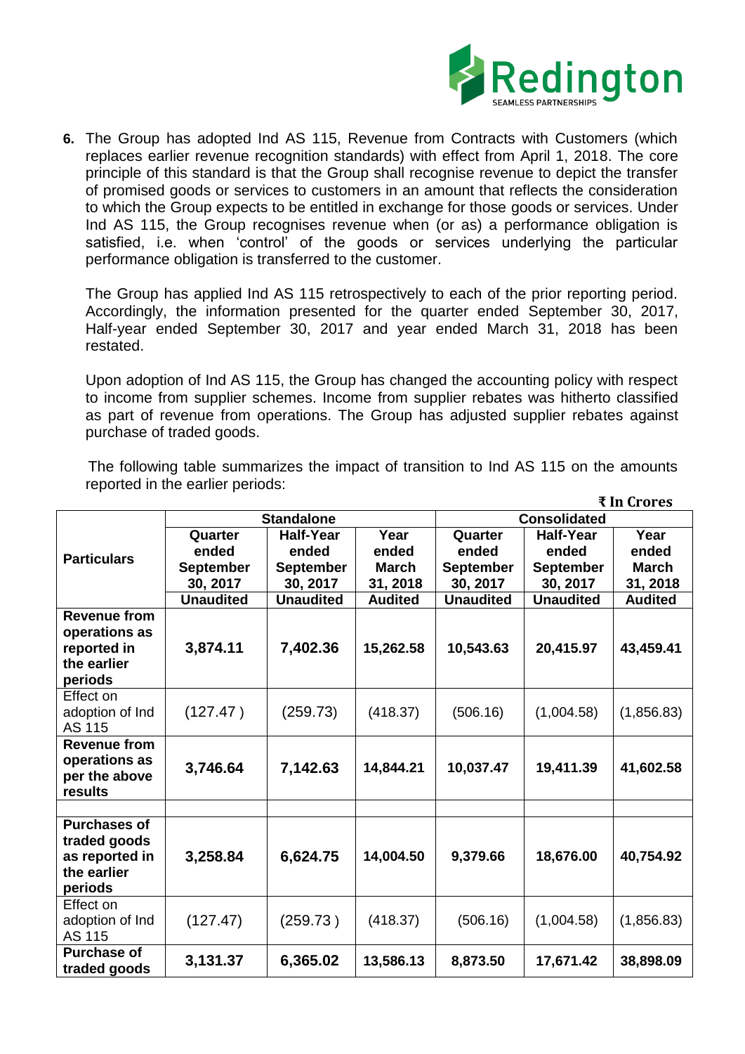6. The Group has adopted Ind AS 115, Revenue from Contracts with Customers (which replaces earlier revenue recognition standards) with effect from April 1, 2018. The core principle of this standard is that the Group shall recognise revenue to depict the transfer of promised goods or services to customers in an amount that reflects the consideration to which the Group expects to be entitled in exchange for those goods or services. Under Ind AS 115, the Group recognises revenue when (or as) a performance obligation is satisfied, i.e. when 'control' of the goods or services underlying the particular performance obligation is transferred to the customer.

   The Group has applied Ind AS 115 retrospectively to each of the prior reporting period. Accordingly, the information presented for the quarter ended September 30, 2017, Half-year ended September 30, 2017 and year ended March 31, 2018 has been restated.

   Upon adoption of Ind AS 115, the Group has changed the accounting policy with respect to income from supplier schemes. Income from supplier rebates was hitherto classified as part of revenue from operations. The Group has adjusted supplier rebates against purchase of traded goods.

   The following table summarizes the impact of transition to Ind AS 115 on the amounts reported in the earlier periods:

₹ In Crores

| Particulars | Standalone | | | Consolidated | | |
|---|---|---|---|---|---|---|
| | Quarter ended September 30, 2017 | Half-Year ended September 30, 2017 | Year ended March 31, 2018 | Quarter ended September 30, 2017 | Half-Year ended September 30, 2017 | Year ended March 31, 2018 |
| | Unaudited | Unaudited | Audited | Unaudited | Unaudited | Audited |
| **Revenue from operations as reported in the earlier periods** | **3,874.11** | **7,402.36** | **15,262.58** | **10,543.63** | **20,415.97** | **43,459.41** |
| Effect on adoption of Ind AS 115 | (127.47) | (259.73) | (418.37) | (506.16) | (1,004.58) | (1,856.83) |
| **Revenue from operations as per the above results** | **3,746.64** | **7,142.63** | **14,844.21** | **10,037.47** | **19,411.39** | **41,602.58** |
| | | | | | | |
| **Purchases of traded goods as reported in the earlier periods** | **3,258.84** | **6,624.75** | **14,004.50** | **9,379.66** | **18,676.00** | **40,754.92** |
| Effect on adoption of Ind AS 115 | (127.47) | (259.73) | (418.37) | (506.16) | (1,004.58) | (1,856.83) |
| **Purchase of traded goods** | **3,131.37** | **6,365.02** | **13,586.13** | **8,873.50** | **17,671.42** | **38,898.09** |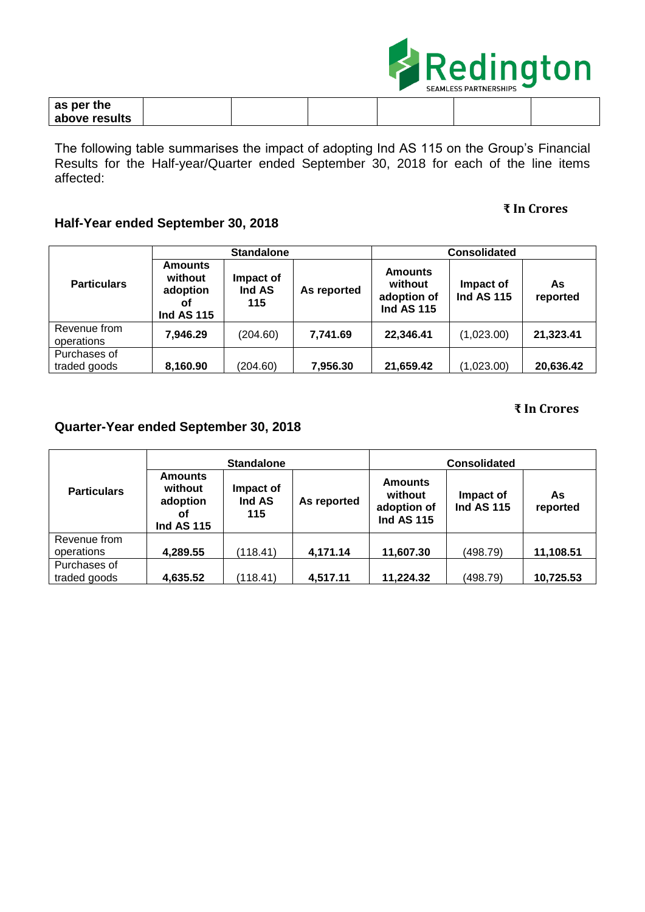| as per the above results | | | | | | |
|---|---|---|---|---|---|---|

The following table summarises the impact of adopting Ind AS 115 on the Group's Financial Results for the Half-year/Quarter ended September 30, 2018 for each of the line items affected:

**₹ In Crores**

### Half-Year ended September 30, 2018

| Particulars | Standalone | | | Consolidated | | |
|---|---|---|---|---|---|---|
| | **Amounts without adoption of Ind AS 115** | **Impact of Ind AS 115** | **As reported** | **Amounts without adoption of Ind AS 115** | **Impact of Ind AS 115** | **As reported** |
| Revenue from operations | **7,946.29** | (204.60) | **7,741.69** | **22,346.41** | (1,023.00) | **21,323.41** |
| Purchases of traded goods | **8,160.90** | (204.60) | **7,956.30** | **21,659.42** | (1,023.00) | **20,636.42** |

**₹ In Crores**

### Quarter-Year ended September 30, 2018

| Particulars | Standalone | | | Consolidated | | |
|---|---|---|---|---|---|---|
| | **Amounts without adoption of Ind AS 115** | **Impact of Ind AS 115** | **As reported** | **Amounts without adoption of Ind AS 115** | **Impact of Ind AS 115** | **As reported** |
| Revenue from operations | **4,289.55** | (118.41) | **4,171.14** | **11,607.30** | (498.79) | **11,108.51** |
| Purchases of traded goods | **4,635.52** | (118.41) | **4,517.11** | **11,224.32** | (498.79) | **10,725.53** |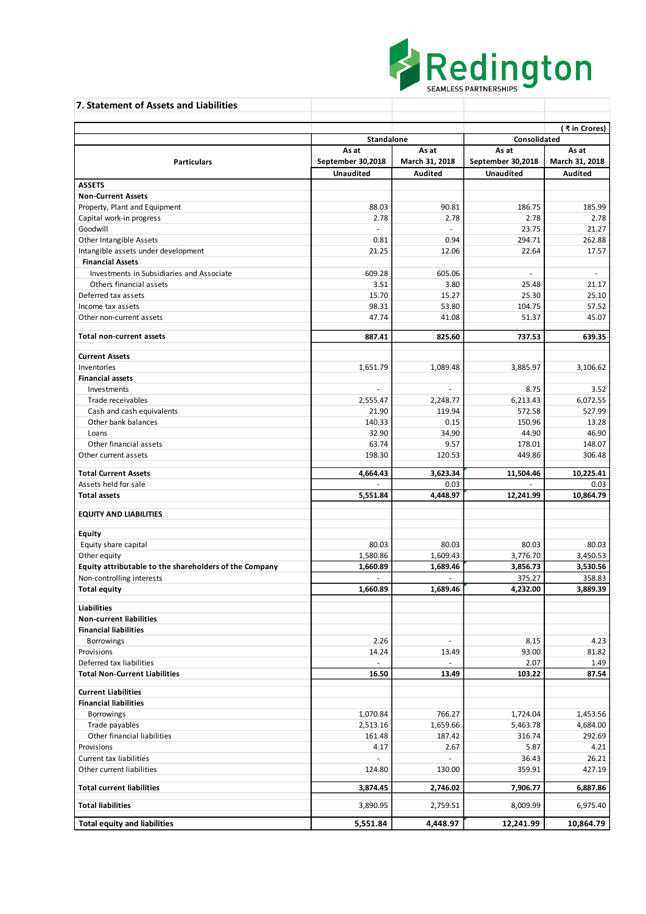Redington
SEAMLESS PARTNERSHIPS

## 7. Statement of Assets and Liabilities

(₹ in Crores)

| Particulars | Standalone | | Consolidated | |
|---|---|---|---|---|
| | As at September 30,2018 | As at March 31, 2018 | As at September 30,2018 | As at March 31, 2018 |
| | Unaudited | Audited | Unaudited | Audited |
| **ASSETS** | | | | |
| **Non-Current Assets** | | | | |
| Property, Plant and Equipment | 88.03 | 90.81 | 186.75 | 185.99 |
| Capital work-in progress | 2.78 | 2.78 | 2.78 | 2.78 |
| Goodwill | - | - | 23.75 | 21.27 |
| Other Intangible Assets | 0.81 | 0.94 | 294.71 | 262.88 |
| Intangible assets under development | 21.25 | 12.06 | 22.64 | 17.57 |
| **Financial Assets** | | | | |
| Investments in Subsidiaries and Associate | 609.28 | 605.06 | - | - |
| Others financial assets | 3.51 | 3.80 | 25.48 | 21.17 |
| Deferred tax assets | 15.70 | 15.27 | 25.30 | 25.10 |
| Income tax assets | 98.31 | 53.80 | 104.75 | 57.52 |
| Other non-current assets | 47.74 | 41.08 | 51.37 | 45.07 |
| **Total non-current assets** | **887.41** | **825.60** | **737.53** | **639.35** |
| **Current Assets** | | | | |
| Inventories | 1,651.79 | 1,089.48 | 3,885.97 | 3,106.62 |
| **Financial assets** | | | | |
| Investments | - | - | 8.75 | 3.52 |
| Trade receivables | 2,555.47 | 2,248.77 | 6,213.43 | 6,072.55 |
| Cash and cash equivalents | 21.90 | 119.94 | 572.58 | 527.99 |
| Other bank balances | 140.33 | 0.15 | 150.96 | 13.28 |
| Loans | 32.90 | 34.90 | 44.90 | 46.90 |
| Other financial assets | 63.74 | 9.57 | 178.01 | 148.07 |
| Other current assets | 198.30 | 120.53 | 449.86 | 306.48 |
| **Total Current Assets** | **4,664.43** | **3,623.34** | **11,504.46** | **10,225.41** |
| Assets held for sale | - | 0.03 | - | 0.03 |
| **Total assets** | **5,551.84** | **4,448.97** | **12,241.99** | **10,864.79** |
| **EQUITY AND LIABILITIES** | | | | |
| **Equity** | | | | |
| Equity share capital | 80.03 | 80.03 | 80.03 | 80.03 |
| Other equity | 1,580.86 | 1,609.43 | 3,776.70 | 3,450.53 |
| **Equity attributable to the shareholders of the Company** | **1,660.89** | **1,689.46** | **3,856.73** | **3,530.56** |
| Non-controlling interests | - | - | 375.27 | 358.83 |
| **Total equity** | **1,660.89** | **1,689.46** | **4,232.00** | **3,889.39** |
| **Liabilities** | | | | |
| **Non-current liabilities** | | | | |
| **Financial liabilities** | | | | |
| Borrowings | 2.26 | - | 8.15 | 4.23 |
| Provisions | 14.24 | 13.49 | 93.00 | 81.82 |
| Deferred tax liabilities | - | - | 2.07 | 1.49 |
| **Total Non-Current Liabilities** | **16.50** | **13.49** | **103.22** | **87.54** |
| **Current Liabilities** | | | | |
| **Financial liabilities** | | | | |
| Borrowings | 1,070.84 | 766.27 | 1,724.04 | 1,453.56 |
| Trade payables | 2,513.16 | 1,659.66 | 5,463.78 | 4,684.00 |
| Other financial liabilities | 161.48 | 187.42 | 316.74 | 292.69 |
| Provisions | 4.17 | 2.67 | 5.87 | 4.21 |
| Current tax liabilities | - | - | 36.43 | 26.21 |
| Other current liabilities | 124.80 | 130.00 | 359.91 | 427.19 |
| **Total current liabilities** | **3,874.45** | **2,746.02** | **7,906.77** | **6,887.86** |
| **Total liabilities** | 3,890.95 | 2,759.51 | 8,009.99 | 6,975.40 |
| **Total equity and liabilities** | **5,551.84** | **4,448.97** | **12,241.99** | **10,864.79** |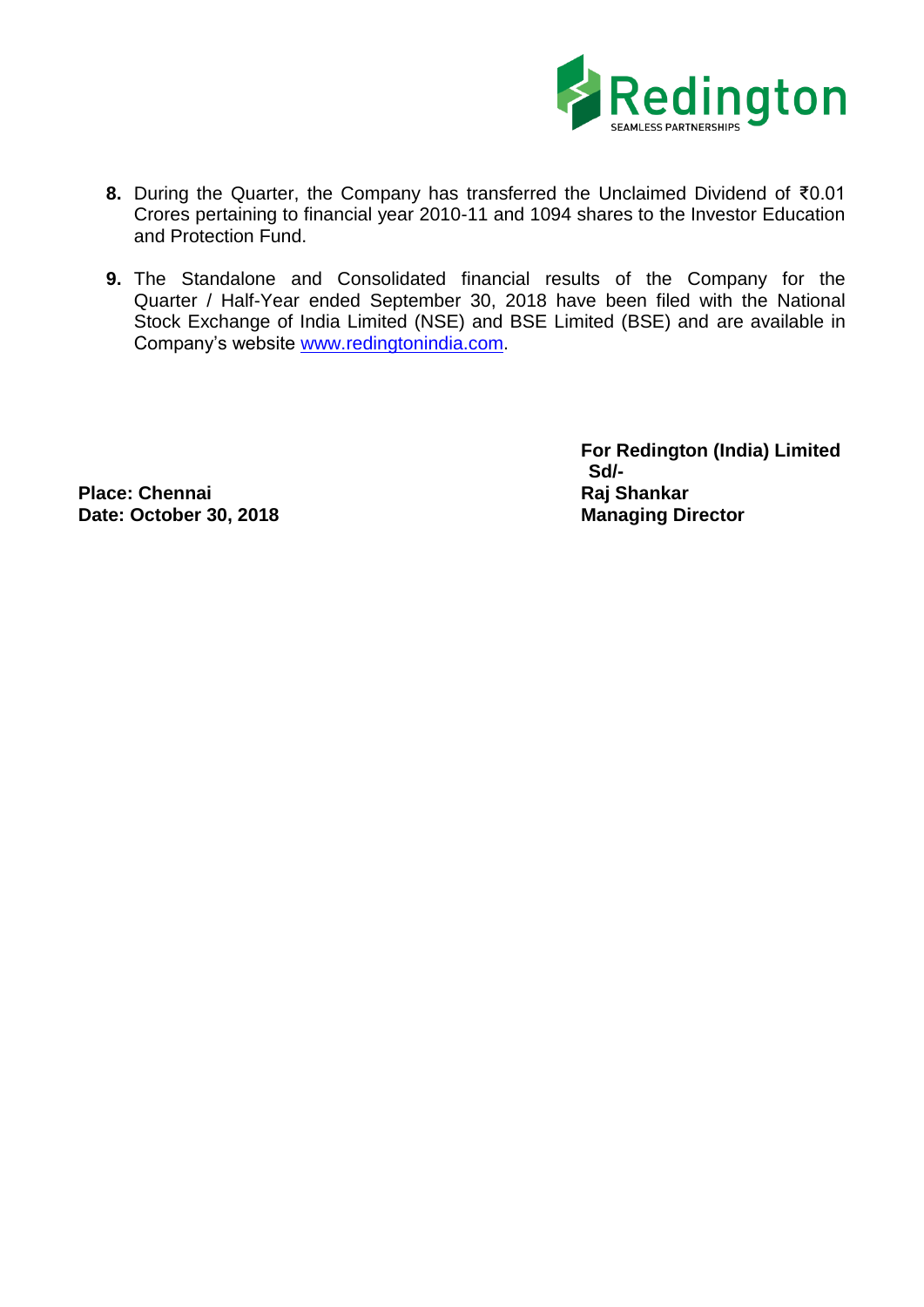8. During the Quarter, the Company has transferred the Unclaimed Dividend of ₹0.01 Crores pertaining to financial year 2010-11 and 1094 shares to the Investor Education and Protection Fund.

9. The Standalone and Consolidated financial results of the Company for the Quarter / Half-Year ended September 30, 2018 have been filed with the National Stock Exchange of India Limited (NSE) and BSE Limited (BSE) and are available in Company's website [www.redingtonindia.com](http://www.redingtonindia.com).

**For Redington (India) Limited**
**Sd/-**
**Raj Shankar**
**Managing Director**

**Place: Chennai**
**Date: October 30, 2018**